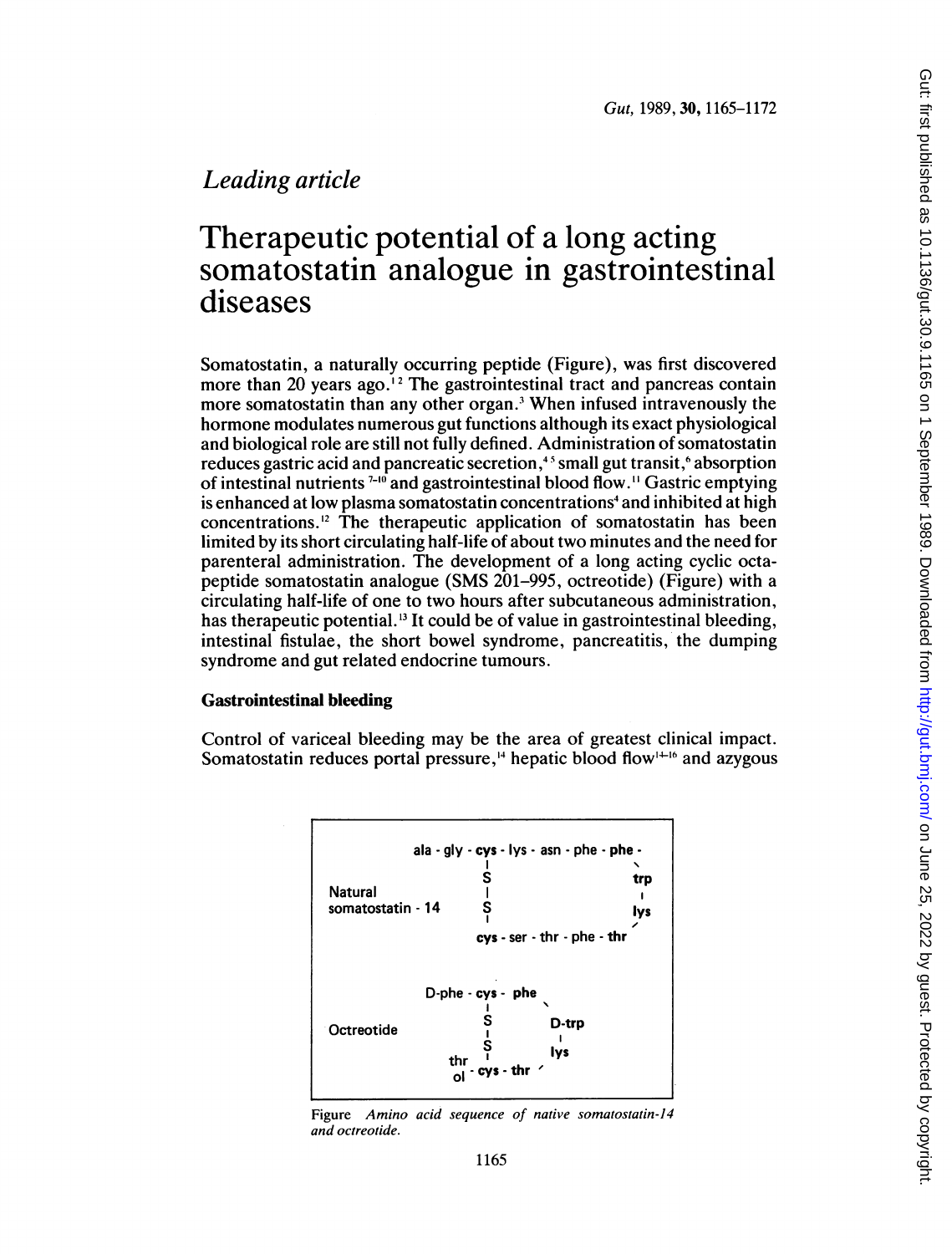*Leading article*

# Therapeutic potential of a long acting somatostatin analogue in gastrointestinal diseases

Somatostatin, a naturally occurring peptide (Figure), was first discovered more than 20 years ago.[1,2] The gastrointestinal tract and pancreas contain more somatostatin than any other organ.[3] When infused intravenously the hormone modulates numerous gut functions although its exact physiological and biological role are still not fully defined. Administration of somatostatin reduces gastric acid and pancreatic secretion,[4,5] small gut transit,[6] absorption of intestinal nutrients [7–10] and gastrointestinal blood flow.[11] Gastric emptying is enhanced at low plasma somatostatin concentrations[4] and inhibited at high concentrations.[12] The therapeutic application of somatostatin has been limited by its short circulating half-life of about two minutes and the need for parenteral administration. The development of a long acting cyclic octapeptide somatostatin analogue (SMS 201–995, octreotide) (Figure) with a circulating half-life of one to two hours after subcutaneous administration, has therapeutic potential.[13] It could be of value in gastrointestinal bleeding, intestinal fistulae, the short bowel syndrome, pancreatitis, the dumping syndrome and gut related endocrine tumours.

## Gastrointestinal bleeding

Control of variceal bleeding may be the area of greatest clinical impact. Somatostatin reduces portal pressure,[14] hepatic blood flow[14–16] and azygous

```
                      ala - gly - cys - lys - asn - phe - phe -
                                   |                           \
                                   S                           trp
Natural                            |                            |
somatostatin - 14                  S                           lys
                                   |                           /
                                  cys - ser - thr - phe - thr

                     D-phe - cys -  phe
                              |          \
                              S          D-trp
Octreotide                    |            |
                              S           lys
                          thr |           /
                          ol - cys - thr
```

Figure *Amino acid sequence of native somatostatin-14 and octreotide.*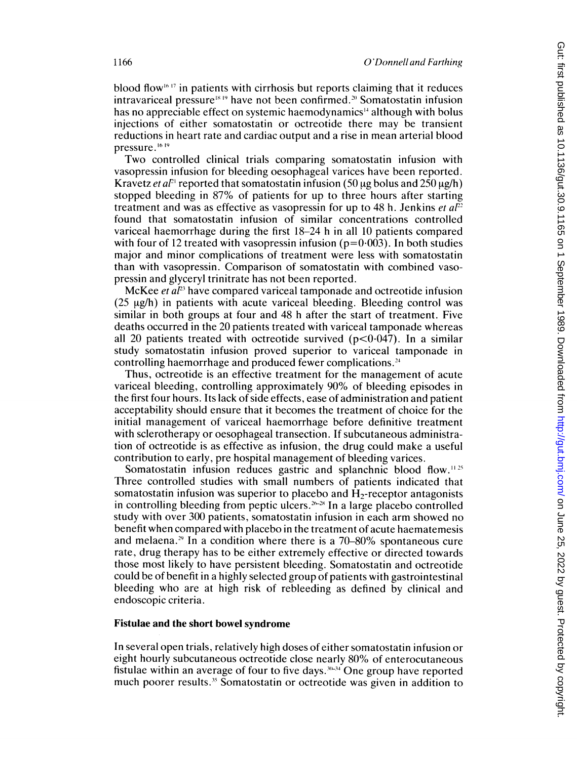blood flow[16 17] in patients with cirrhosis but reports claiming that it reduces intravariceal pressure[18 19] have not been confirmed.[20] Somatostatin infusion has no appreciable effect on systemic haemodynamics[14] although with bolus injections of either somatostatin or octreotide there may be transient reductions in heart rate and cardiac output and a rise in mean arterial blood pressure.[16 19]

Two controlled clinical trials comparing somatostatin infusion with vasopressin infusion for bleeding oesophageal varices have been reported. Kravetz *et al*[21] reported that somatostatin infusion (50 μg bolus and 250 μg/h) stopped bleeding in 87% of patients for up to three hours after starting treatment and was as effective as vasopressin for up to 48 h. Jenkins *et al*[22] found that somatostatin infusion of similar concentrations controlled variceal haemorrhage during the first 18–24 h in all 10 patients compared with four of 12 treated with vasopressin infusion ($p=0.003$). In both studies major and minor complications of treatment were less with somatostatin than with vasopressin. Comparison of somatostatin with combined vasopressin and glyceryl trinitrate has not been reported.

McKee *et al*[23] have compared variceal tamponade and octreotide infusion (25 μg/h) in patients with acute variceal bleeding. Bleeding control was similar in both groups at four and 48 h after the start of treatment. Five deaths occurred in the 20 patients treated with variceal tamponade whereas all 20 patients treated with octreotide survived ($p<0.047$). In a similar study somatostatin infusion proved superior to variceal tamponade in controlling haemorrhage and produced fewer complications.[24]

Thus, octreotide is an effective treatment for the management of acute variceal bleeding, controlling approximately 90% of bleeding episodes in the first four hours. Its lack of side effects, ease of administration and patient acceptability should ensure that it becomes the treatment of choice for the initial management of variceal haemorrhage before definitive treatment with sclerotherapy or oesophageal transection. If subcutaneous administration of octreotide is as effective as infusion, the drug could make a useful contribution to early, pre hospital management of bleeding varices.

Somatostatin infusion reduces gastric and splanchnic blood flow.[11 25] Three controlled studies with small numbers of patients indicated that somatostatin infusion was superior to placebo and $H_2$-receptor antagonists in controlling bleeding from peptic ulcers.[26–28] In a large placebo controlled study with over 300 patients, somatostatin infusion in each arm showed no benefit when compared with placebo in the treatment of acute haematemesis and melaena.[29] In a condition where there is a 70–80% spontaneous cure rate, drug therapy has to be either extremely effective or directed towards those most likely to have persistent bleeding. Somatostatin and octreotide could be of benefit in a highly selected group of patients with gastrointestinal bleeding who are at high risk of rebleeding as defined by clinical and endoscopic criteria.

### Fistulae and the short bowel syndrome

In several open trials, relatively high doses of either somatostatin infusion or eight hourly subcutaneous octreotide close nearly 80% of enterocutaneous fistulae within an average of four to five days.[30–34] One group have reported much poorer results.[35] Somatostatin or octreotide was given in addition to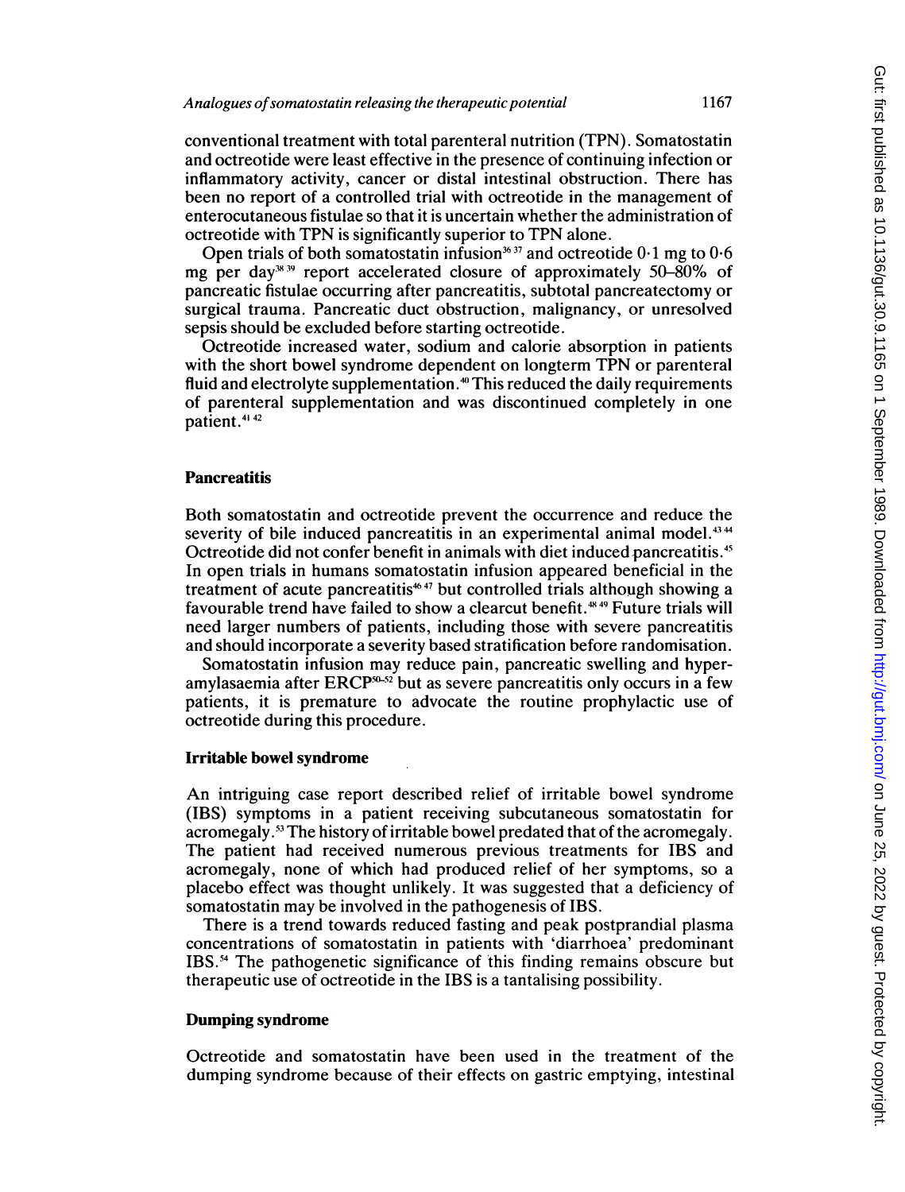conventional treatment with total parenteral nutrition (TPN). Somatostatin and octreotide were least effective in the presence of continuing infection or inflammatory activity, cancer or distal intestinal obstruction. There has been no report of a controlled trial with octreotide in the management of enterocutaneous fistulae so that it is uncertain whether the administration of octreotide with TPN is significantly superior to TPN alone.

Open trials of both somatostatin infusion[36,37] and octreotide 0·1 mg to 0·6 mg per day[38,39] report accelerated closure of approximately 50–80% of pancreatic fistulae occurring after pancreatitis, subtotal pancreatectomy or surgical trauma. Pancreatic duct obstruction, malignancy, or unresolved sepsis should be excluded before starting octreotide.

Octreotide increased water, sodium and calorie absorption in patients with the short bowel syndrome dependent on longterm TPN or parenteral fluid and electrolyte supplementation.[40] This reduced the daily requirements of parenteral supplementation and was discontinued completely in one patient.[41,42]

## Pancreatitis

Both somatostatin and octreotide prevent the occurrence and reduce the severity of bile induced pancreatitis in an experimental animal model.[43,44] Octreotide did not confer benefit in animals with diet induced pancreatitis.[45] In open trials in humans somatostatin infusion appeared beneficial in the treatment of acute pancreatitis[46,47] but controlled trials although showing a favourable trend have failed to show a clearcut benefit.[48,49] Future trials will need larger numbers of patients, including those with severe pancreatitis and should incorporate a severity based stratification before randomisation.

Somatostatin infusion may reduce pain, pancreatic swelling and hyperamylasaemia after ERCP[50–52] but as severe pancreatitis only occurs in a few patients, it is premature to advocate the routine prophylactic use of octreotide during this procedure.

## Irritable bowel syndrome

An intriguing case report described relief of irritable bowel syndrome (IBS) symptoms in a patient receiving subcutaneous somatostatin for acromegaly.[53] The history of irritable bowel predated that of the acromegaly. The patient had received numerous previous treatments for IBS and acromegaly, none of which had produced relief of her symptoms, so a placebo effect was thought unlikely. It was suggested that a deficiency of somatostatin may be involved in the pathogenesis of IBS.

There is a trend towards reduced fasting and peak postprandial plasma concentrations of somatostatin in patients with 'diarrhoea' predominant IBS.[54] The pathogenetic significance of this finding remains obscure but therapeutic use of octreotide in the IBS is a tantalising possibility.

## Dumping syndrome

Octreotide and somatostatin have been used in the treatment of the dumping syndrome because of their effects on gastric emptying, intestinal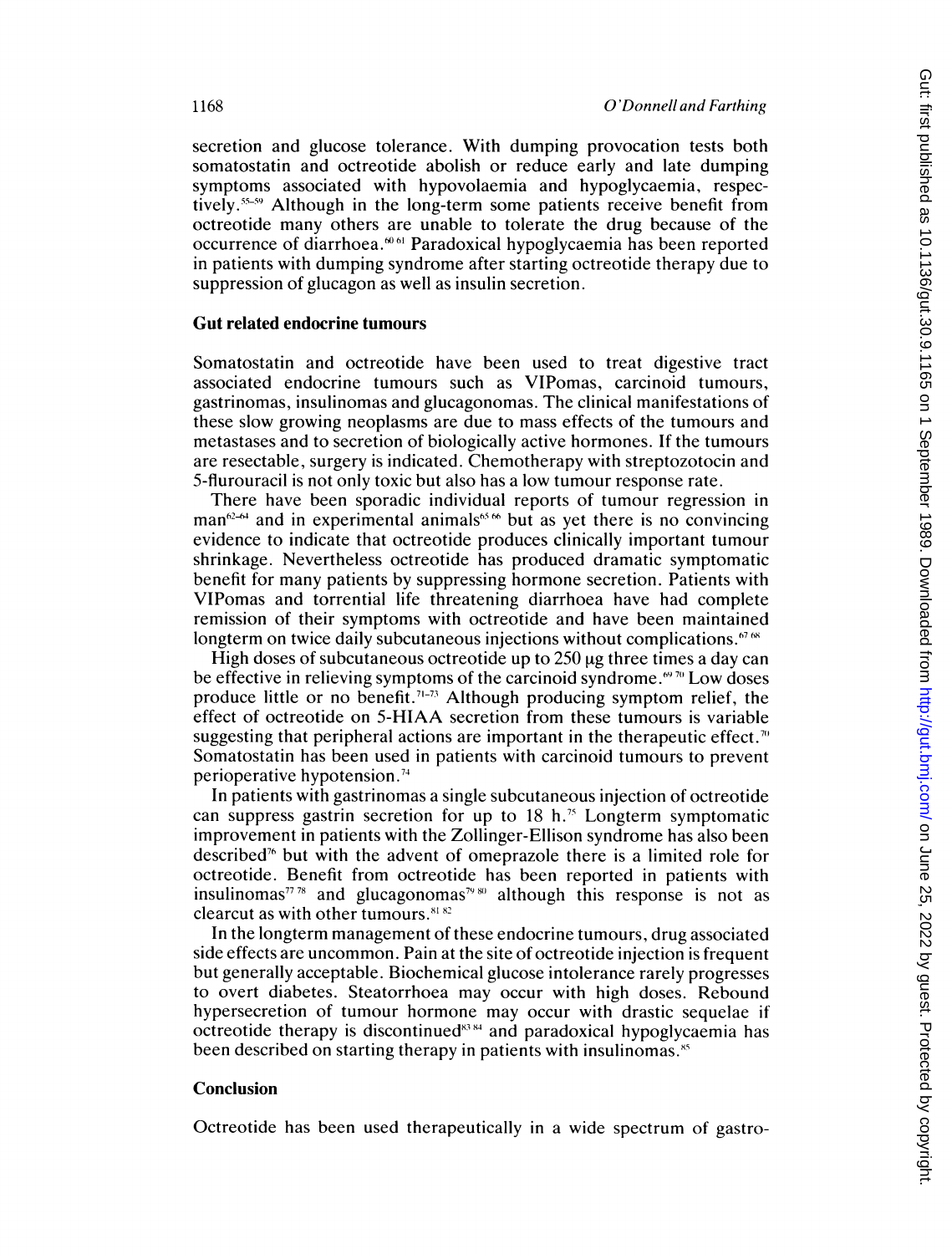secretion and glucose tolerance. With dumping provocation tests both somatostatin and octreotide abolish or reduce early and late dumping symptoms associated with hypovolaemia and hypoglycaemia, respectively.[55–59] Although in the long-term some patients receive benefit from octreotide many others are unable to tolerate the drug because of the occurrence of diarrhoea.[60,61] Paradoxical hypoglycaemia has been reported in patients with dumping syndrome after starting octreotide therapy due to suppression of glucagon as well as insulin secretion.

## Gut related endocrine tumours

Somatostatin and octreotide have been used to treat digestive tract associated endocrine tumours such as VIPomas, carcinoid tumours, gastrinomas, insulinomas and glucagonomas. The clinical manifestations of these slow growing neoplasms are due to mass effects of the tumours and metastases and to secretion of biologically active hormones. If the tumours are resectable, surgery is indicated. Chemotherapy with streptozotocin and 5-flurouracil is not only toxic but also has a low tumour response rate.

There have been sporadic individual reports of tumour regression in man[62–64] and in experimental animals[65,66] but as yet there is no convincing evidence to indicate that octreotide produces clinically important tumour shrinkage. Nevertheless octreotide has produced dramatic symptomatic benefit for many patients by suppressing hormone secretion. Patients with VIPomas and torrential life threatening diarrhoea have had complete remission of their symptoms with octreotide and have been maintained longterm on twice daily subcutaneous injections without complications.[67,68]

High doses of subcutaneous octreotide up to 250 μg three times a day can be effective in relieving symptoms of the carcinoid syndrome.[69,70] Low doses produce little or no benefit.[71–73] Although producing symptom relief, the effect of octreotide on 5-HIAA secretion from these tumours is variable suggesting that peripheral actions are important in the therapeutic effect.[70] Somatostatin has been used in patients with carcinoid tumours to prevent perioperative hypotension.[74]

In patients with gastrinomas a single subcutaneous injection of octreotide can suppress gastrin secretion for up to 18 h.[75] Longterm symptomatic improvement in patients with the Zollinger-Ellison syndrome has also been described[76] but with the advent of omeprazole there is a limited role for octreotide. Benefit from octreotide has been reported in patients with insulinomas[77,78] and glucagonomas[79,80] although this response is not as clearcut as with other tumours.[81,82]

In the longterm management of these endocrine tumours, drug associated side effects are uncommon. Pain at the site of octreotide injection is frequent but generally acceptable. Biochemical glucose intolerance rarely progresses to overt diabetes. Steatorrhoea may occur with high doses. Rebound hypersecretion of tumour hormone may occur with drastic sequelae if octreotide therapy is discontinued[83,84] and paradoxical hypoglycaemia has been described on starting therapy in patients with insulinomas.[85]

## Conclusion

Octreotide has been used therapeutically in a wide spectrum of gastro-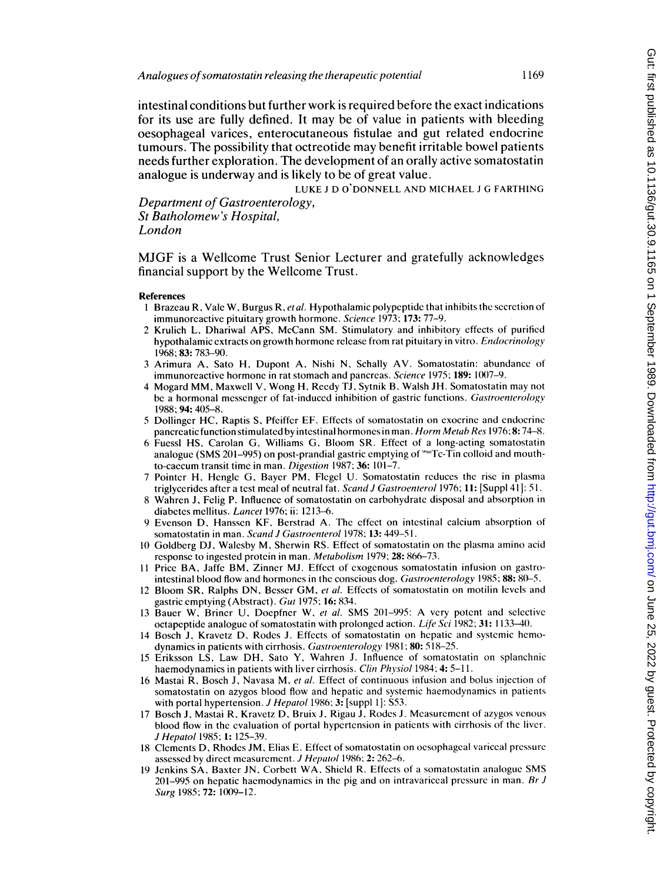intestinal conditions but further work is required before the exact indications for its use are fully defined. It may be of value in patients with bleeding oesophageal varices, enterocutaneous fistulae and gut related endocrine tumours. The possibility that octreotide may benefit irritable bowel patients needs further exploration. The development of an orally active somatostatin analogue is underway and is likely to be of great value.

LUKE J D O'DONNELL AND MICHAEL J G FARTHING

*Department of Gastroenterology,*
*St Batholomew's Hospital,*
*London*

MJGF is a Wellcome Trust Senior Lecturer and gratefully acknowledges financial support by the Wellcome Trust.

**References**

1 Brazeau R, Vale W, Burgus R, *et al.* Hypothalamic polypeptide that inhibits the secretion of immunoreactive pituitary growth hormone. *Science* 1973; **173:** 77–9.
2 Krulich L, Dhariwal APS, McCann SM. Stimulatory and inhibitory effects of purified hypothalamic extracts on growth hormone release from rat pituitary in vitro. *Endocrinology* 1968; **83:** 783–90.
3 Arimura A, Sato H, Dupont A, Nishi N, Schally AV. Somatostatin: abundance of immunoreactive hormone in rat stomach and pancreas. *Science* 1975; **189:** 1007–9.
4 Mogard MM, Maxwell V, Wong H, Reedy TJ, Sytnik B, Walsh JH. Somatostatin may not be a hormonal messenger of fat-induced inhibition of gastric functions. *Gastroenterology* 1988; **94:** 405–8.
5 Dollinger HC, Raptis S, Pfeiffer EF. Effects of somatostatin on exocrine and endocrine pancreatic function stimulated by intestinal hormones in man. *Horm Metab Res* 1976; **8:** 74–8.
6 Fuessl HS, Carolan G, Williams G, Bloom SR. Effect of a long-acting somatostatin analogue (SMS 201–995) on post-prandial gastric emptying of $^{99m}$Tc-Tin colloid and mouth-to-caecum transit time in man. *Digestion* 1987; **36:** 101–7.
7 Pointer H, Hengle G, Bayer PM, Flegel U. Somatostatin reduces the rise in plasma triglycerides after a test meal of neutral fat. *Scand J Gastroenterol* 1976; **11:** [Suppl 41]: 51.
8 Wahren J, Felig P. Influence of somatostatin on carbohydrate disposal and absorption in diabetes mellitus. *Lancet* 1976; ii: 1213–6.
9 Evenson D, Hanssen KF, Berstrad A. The effect on intestinal calcium absorption of somatostatin in man. *Scand J Gastroenterol* 1978; **13:** 449–51.
10 Goldberg DJ, Walesby M, Sherwin RS. Effect of somatostatin on the plasma amino acid response to ingested protein in man. *Metabolism* 1979; **28:** 866–73.
11 Price BA, Jaffe BM, Zinner MJ. Effect of exogenous somatostatin infusion on gastrointestinal blood flow and hormones in the conscious dog. *Gastroenterology* 1985; **88:** 80–5.
12 Bloom SR, Ralphs DN, Besser GM, *et al.* Effects of somatostatin on motilin levels and gastric emptying (Abstract). *Gut* 1975; **16:** 834.
13 Bauer W, Briner U, Doepfner W, *et al.* SMS 201–995: A very potent and selective octapeptide analogue of somatostatin with prolonged action. *Life Sci* 1982; **31:** 1133–40.
14 Bosch J, Kravetz D, Rodes J. Effects of somatostatin on hepatic and systemic hemodynamics in patients with cirrhosis. *Gastroenterology* 1981; **80:** 518–25.
15 Eriksson LS, Law DH, Sato Y, Wahren J. Influence of somatostatin on splanchnic haemodynamics in patients with liver cirrhosis. *Clin Physiol* 1984; **4:** 5–11.
16 Mastai R, Bosch J, Navasa M, *et al.* Effect of continuous infusion and bolus injection of somatostatin on azygos blood flow and hepatic and systemic haemodynamics in patients with portal hypertension. *J Hepatol* 1986; **3:** [suppl 1]: S53.
17 Bosch J, Mastai R, Kravetz D, Bruix J, Rigau J, Rodes J. Measurement of azygos venous blood flow in the evaluation of portal hypertension in patients with cirrhosis of the liver. *J Hepatol* 1985; **1:** 125–39.
18 Clements D, Rhodes JM, Elias E. Effect of somatostatin on oesophageal variceal pressure assessed by direct measurement. *J Hepatol* 1986; **2:** 262–6.
19 Jenkins SA, Baxter JN, Corbett WA, Shield R. Effects of a somatostatin analogue SMS 201–995 on hepatic haemodynamics in the pig and on intravariceal pressure in man. *Br J Surg* 1985; **72:** 1009–12.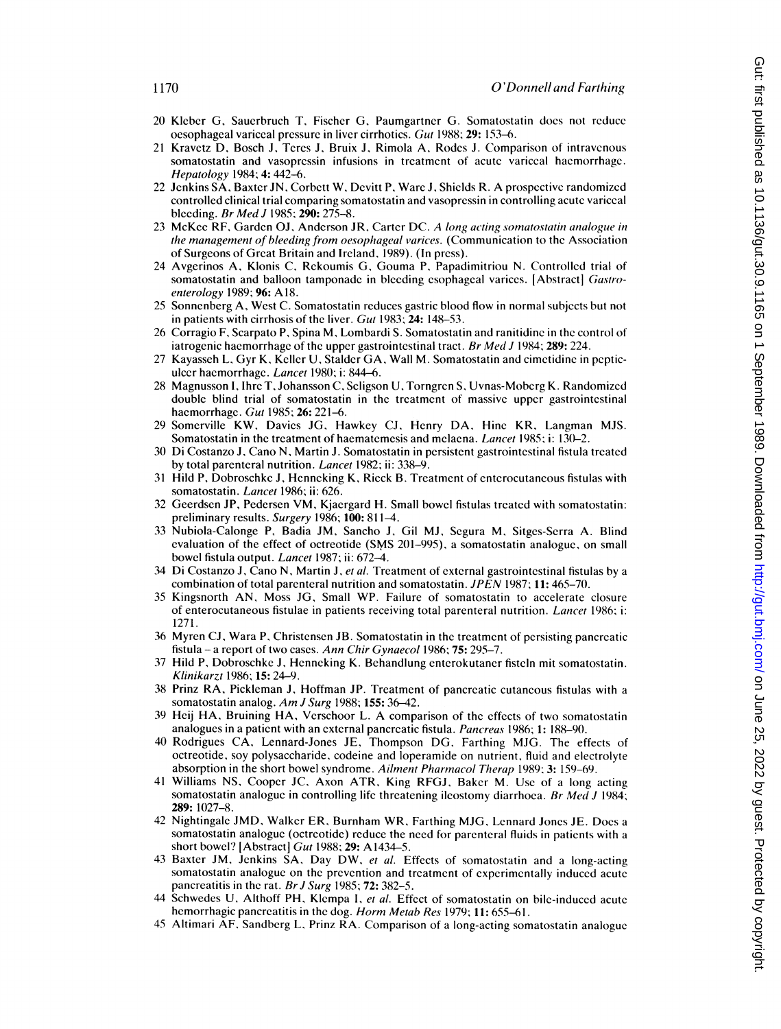20 Kleber G, Sauerbruch T, Fischer G, Paumgartner G. Somatostatin does not reduce oesophageal variceal pressure in liver cirrhotics. *Gut* 1988; **29:** 153–6.

21 Kravetz D, Bosch J, Teres J, Bruix J, Rimola A, Rodes J. Comparison of intravenous somatostatin and vasopressin infusions in treatment of acute variceal haemorrhage. *Hepatology* 1984; **4:** 442–6.

22 Jenkins SA, Baxter JN, Corbett W, Devitt P, Ware J, Shields R. A prospective randomized controlled clinical trial comparing somatostatin and vasopressin in controlling acute variceal bleeding. *Br Med J* 1985; **290:** 275–8.

23 McKee RF, Garden OJ, Anderson JR, Carter DC. *A long acting somatostatin analogue in the management of bleeding from oesophageal varices.* (Communication to the Association of Surgeons of Great Britain and Ireland, 1989). (In press).

24 Avgerinos A, Klonis C, Rekoumis G, Gouma P, Papadimitriou N. Controlled trial of somatostatin and balloon tamponade in bleeding esophageal varices. [Abstract] *Gastroenterology* 1989; **96:** A18.

25 Sonnenberg A, West C. Somatostatin reduces gastric blood flow in normal subjects but not in patients with cirrhosis of the liver. *Gut* 1983; **24:** 148–53.

26 Corragio F, Scarpato P, Spina M, Lombardi S. Somatostatin and ranitidine in the control of iatrogenic haemorrhage of the upper gastrointestinal tract. *Br Med J* 1984; **289:** 224.

27 Kayasseh L, Gyr K, Keller U, Stalder GA, Wall M. Somatostatin and cimetidine in peptic-ulcer haemorrhage. *Lancet* 1980; i: 844–6.

28 Magnusson I, Ihre T, Johansson C, Seligson U, Torngren S, Uvnas-Moberg K. Randomized double blind trial of somatostatin in the treatment of massive upper gastrointestinal haemorrhage. *Gut* 1985; **26:** 221–6.

29 Somerville KW, Davies JG, Hawkey CJ, Henry DA, Hine KR, Langman MJS. Somatostatin in the treatment of haematemesis and melaena. *Lancet* 1985; i: 130–2.

30 Di Costanzo J, Cano N, Martin J. Somatostatin in persistent gastrointestinal fistula treated by total parenteral nutrition. *Lancet* 1982; ii: 338–9.

31 Hild P, Dobroschke J, Henneking K, Rieck B. Treatment of enterocutaneous fistulas with somatostatin. *Lancet* 1986; ii: 626.

32 Geerdsen JP, Pedersen VM, Kjaergard H. Small bowel fistulas treated with somatostatin: preliminary results. *Surgery* 1986; **100:** 811–4.

33 Nubiola-Calonge P, Badia JM, Sancho J, Gil MJ, Segura M, Sitges-Serra A. Blind evaluation of the effect of octreotide (SMS 201–995), a somatostatin analogue, on small bowel fistula output. *Lancet* 1987; ii: 672–4.

34 Di Costanzo J, Cano N, Martin J, *et al.* Treatment of external gastrointestinal fistulas by a combination of total parenteral nutrition and somatostatin. *JPEN* 1987; **11:** 465–70.

35 Kingsnorth AN, Moss JG, Small WP. Failure of somatostatin to accelerate closure of enterocutaneous fistulae in patients receiving total parenteral nutrition. *Lancet* 1986; i: 1271.

36 Myren CJ, Wara P, Christensen JB. Somatostatin in the treatment of persisting pancreatic fistula – a report of two cases. *Ann Chir Gynaecol* 1986; **75:** 295–7.

37 Hild P, Dobroschke J, Henneking K. Behandlung enterokutaner fisteln mit somatostatin. *Klinikarzt* 1986; **15:** 24–9.

38 Prinz RA, Pickleman J, Hoffman JP. Treatment of pancreatic cutaneous fistulas with a somatostatin analog. *Am J Surg* 1988; **155:** 36–42.

39 Heij HA, Bruining HA, Verschoor L. A comparison of the effects of two somatostatin analogues in a patient with an external pancreatic fistula. *Pancreas* 1986; **1:** 188–90.

40 Rodrigues CA, Lennard-Jones JE, Thompson DG, Farthing MJG. The effects of octreotide, soy polysaccharide, codeine and loperamide on nutrient, fluid and electrolyte absorption in the short bowel syndrome. *Ailment Pharmacol Therap* 1989; **3:** 159–69.

41 Williams NS, Cooper JC, Axon ATR, King RFGJ, Baker M. Use of a long acting somatostatin analogue in controlling life threatening ileostomy diarrhoea. *Br Med J* 1984; **289:** 1027–8.

42 Nightingale JMD, Walker ER, Burnham WR, Farthing MJG, Lennard Jones JE. Does a somatostatin analogue (octreotide) reduce the need for parenteral fluids in patients with a short bowel? [Abstract] *Gut* 1988; **29:** A1434–5.

43 Baxter JM, Jenkins SA, Day DW, *et al.* Effects of somatostatin and a long-acting somatostatin analogue on the prevention and treatment of experimentally induced acute pancreatitis in the rat. *Br J Surg* 1985; **72:** 382–5.

44 Schwedes U, Althoff PH, Klempa I, *et al.* Effect of somatostatin on bile-induced acute hemorrhagic pancreatitis in the dog. *Horm Metab Res* 1979; **11:** 655–61.

45 Altimari AF, Sandberg L, Prinz RA. Comparison of a long-acting somatostatin analogue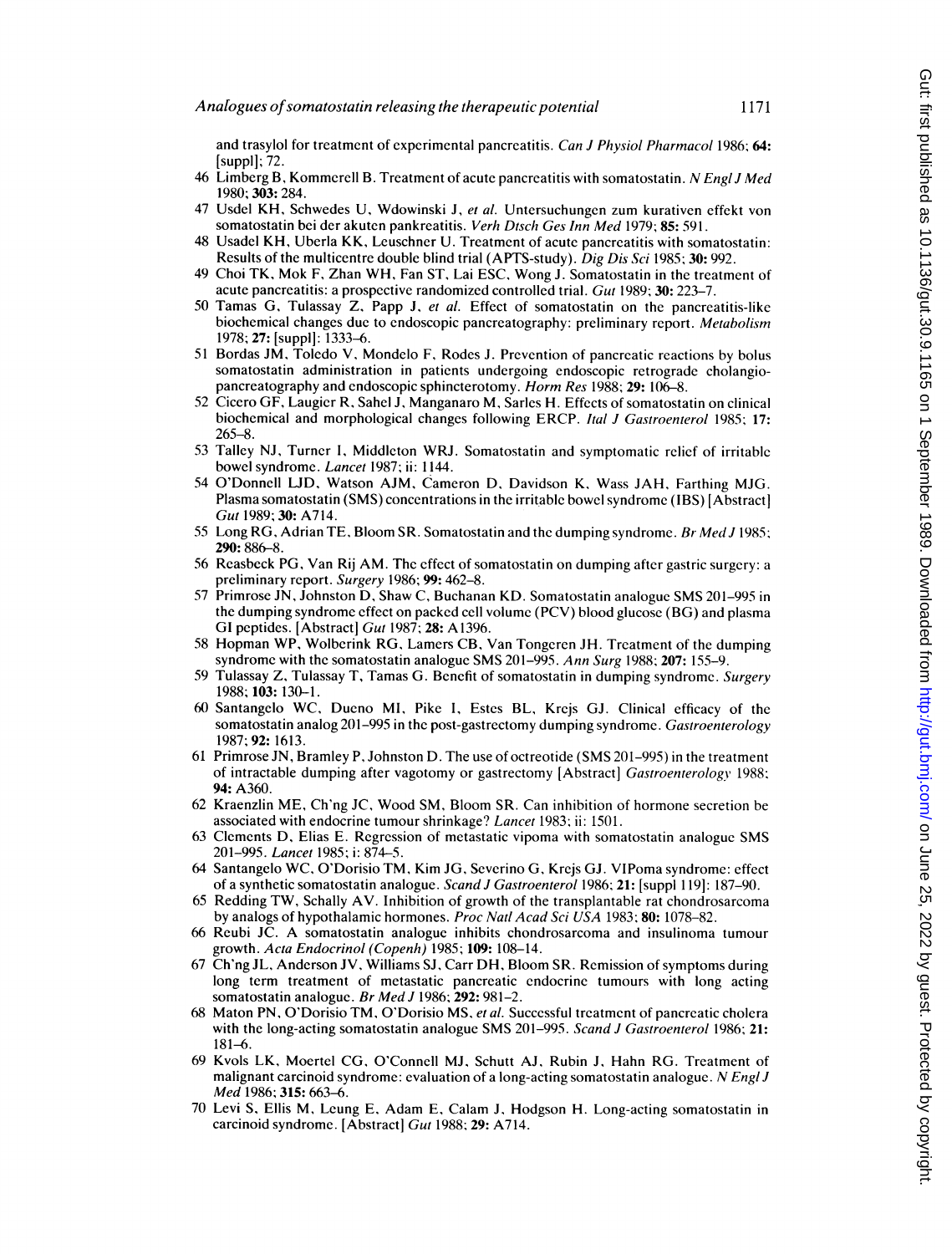and trasylol for treatment of experimental pancreatitis. *Can J Physiol Pharmacol* 1986; **64:** [suppl]; 72.

46 Limberg B, Kommerell B. Treatment of acute pancreatitis with somatostatin. *N Engl J Med* 1980; **303:** 284.

47 Usdel KH, Schwedes U, Wdowinski J, *et al.* Untersuchungen zum kurativen effekt von somatostatin bei der akuten pankreatitis. *Verh Dtsch Ges Inn Med* 1979; **85:** 591.

48 Usadel KH, Uberla KK, Leuschner U. Treatment of acute pancreatitis with somatostatin: Results of the multicentre double blind trial (APTS-study). *Dig Dis Sci* 1985; **30:** 992.

49 Choi TK, Mok F, Zhan WH, Fan ST, Lai ESC, Wong J. Somatostatin in the treatment of acute pancreatitis: a prospective randomized controlled trial. *Gut* 1989; **30:** 223–7.

50 Tamas G, Tulassay Z, Papp J, *et al.* Effect of somatostatin on the pancreatitis-like biochemical changes due to endoscopic pancreatography: preliminary report. *Metabolism* 1978; **27:** [suppl]: 1333–6.

51 Bordas JM, Toledo V, Mondelo F, Rodes J. Prevention of pancreatic reactions by bolus somatostatin administration in patients undergoing endoscopic retrograde cholangio-pancreatography and endoscopic sphincterotomy. *Horm Res* 1988; **29:** 106–8.

52 Cicero GF, Laugier R, Sahel J, Manganaro M, Sarles H. Effects of somatostatin on clinical biochemical and morphological changes following ERCP. *Ital J Gastroenterol* 1985; **17:** 265–8.

53 Talley NJ, Turner I, Middleton WRJ. Somatostatin and symptomatic relief of irritable bowel syndrome. *Lancet* 1987; ii: 1144.

54 O'Donnell LJD, Watson AJM, Cameron D, Davidson K, Wass JAH, Farthing MJG. Plasma somatostatin (SMS) concentrations in the irritable bowel syndrome (IBS) [Abstract] *Gut* 1989; **30:** A714.

55 Long RG, Adrian TE, Bloom SR. Somatostatin and the dumping syndrome. *Br Med J* 1985; **290:** 886–8.

56 Reasbeck PG, Van Rij AM. The effect of somatostatin on dumping after gastric surgery: a preliminary report. *Surgery* 1986; **99:** 462–8.

57 Primrose JN, Johnston D, Shaw C, Buchanan KD. Somatostatin analogue SMS 201–995 in the dumping syndrome effect on packed cell volume (PCV) blood glucose (BG) and plasma GI peptides. [Abstract] *Gut* 1987; **28:** A1396.

58 Hopman WP, Wolberink RG, Lamers CB, Van Tongeren JH. Treatment of the dumping syndrome with the somatostatin analogue SMS 201–995. *Ann Surg* 1988; **207:** 155–9.

59 Tulassay Z, Tulassay T, Tamas G. Benefit of somatostatin in dumping syndrome. *Surgery* 1988; **103:** 130–1.

60 Santangelo WC, Dueno MI, Pike I, Estes BL, Krejs GJ. Clinical efficacy of the somatostatin analog 201–995 in the post-gastrectomy dumping syndrome. *Gastroenterology* 1987; **92:** 1613.

61 Primrose JN, Bramley P, Johnston D. The use of octreotide (SMS 201–995) in the treatment of intractable dumping after vagotomy or gastrectomy [Abstract] *Gastroenterology* 1988; **94:** A360.

62 Kraenzlin ME, Ch'ng JC, Wood SM, Bloom SR. Can inhibition of hormone secretion be associated with endocrine tumour shrinkage? *Lancet* 1983; ii: 1501.

63 Clements D, Elias E. Regression of metastatic vipoma with somatostatin analogue SMS 201–995. *Lancet* 1985; i: 874–5.

64 Santangelo WC, O'Dorisio TM, Kim JG, Severino G, Krejs GJ. VIPoma syndrome: effect of a synthetic somatostatin analogue. *Scand J Gastroenterol* 1986; **21:** [suppl 119]: 187–90.

65 Redding TW, Schally AV. Inhibition of growth of the transplantable rat chondrosarcoma by analogs of hypothalamic hormones. *Proc Natl Acad Sci USA* 1983; **80:** 1078–82.

66 Reubi JC. A somatostatin analogue inhibits chondrosarcoma and insulinoma tumour growth. *Acta Endocrinol (Copenh)* 1985; **109:** 108–14.

67 Ch'ng JL, Anderson JV, Williams SJ, Carr DH, Bloom SR. Remission of symptoms during long term treatment of metastatic pancreatic endocrine tumours with long acting somatostatin analogue. *Br Med J* 1986; **292:** 981–2.

68 Maton PN, O'Dorisio TM, O'Dorisio MS, *et al.* Successful treatment of pancreatic cholera with the long-acting somatostatin analogue SMS 201–995. *Scand J Gastroenterol* 1986; **21:** 181–6.

69 Kvols LK, Moertel CG, O'Connell MJ, Schutt AJ, Rubin J, Hahn RG. Treatment of malignant carcinoid syndrome: evaluation of a long-acting somatostatin analogue. *N Engl J Med* 1986; **315:** 663–6.

70 Levi S, Ellis M, Leung E, Adam E, Calam J, Hodgson H. Long-acting somatostatin in carcinoid syndrome. [Abstract] *Gut* 1988; **29:** A714.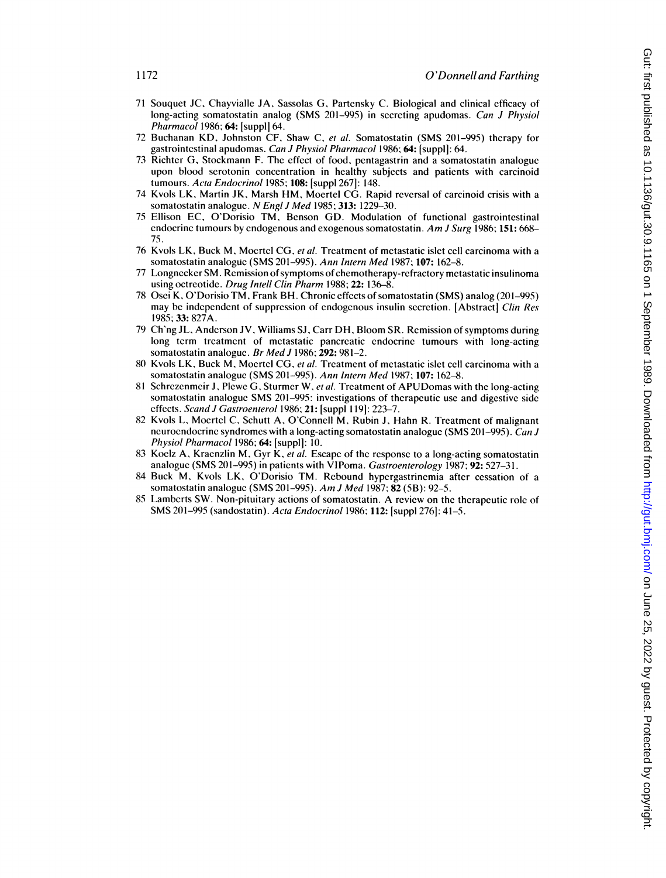71 Souquet JC, Chayvialle JA, Sassolas G, Partensky C. Biological and clinical efficacy of long-acting somatostatin analog (SMS 201–995) in secreting apudomas. *Can J Physiol Pharmacol* 1986; **64:** [suppl] 64.

72 Buchanan KD, Johnston CF, Shaw C, *et al.* Somatostatin (SMS 201–995) therapy for gastrointestinal apudomas. *Can J Physiol Pharmacol* 1986; **64:** [suppl]: 64.

73 Richter G, Stockmann F. The effect of food, pentagastrin and a somatostatin analogue upon blood serotonin concentration in healthy subjects and patients with carcinoid tumours. *Acta Endocrinol* 1985; **108:** [suppl 267]: 148.

74 Kvols LK, Martin JK, Marsh HM, Moertel CG. Rapid reversal of carcinoid crisis with a somatostatin analogue. *N Engl J Med* 1985; **313:** 1229–30.

75 Ellison EC, O'Dorisio TM, Benson GD. Modulation of functional gastrointestinal endocrine tumours by endogenous and exogenous somatostatin. *Am J Surg* 1986; **151:** 668–75.

76 Kvols LK, Buck M, Moertel CG, *et al.* Treatment of metastatic islet cell carcinoma with a somatostatin analogue (SMS 201–995). *Ann Intern Med* 1987; **107:** 162–8.

77 Longnecker SM. Remission of symptoms of chemotherapy-refractory metastatic insulinoma using octreotide. *Drug Intell Clin Pharm* 1988; **22:** 136–8.

78 Osei K, O'Dorisio TM, Frank BH. Chronic effects of somatostatin (SMS) analog (201–995) may be independent of suppression of endogenous insulin secretion. [Abstract] *Clin Res* 1985; **33:** 827A.

79 Ch'ng JL, Anderson JV, Williams SJ, Carr DH, Bloom SR. Remission of symptoms during long term treatment of metastatic pancreatic endocrine tumours with long-acting somatostatin analogue. *Br Med J* 1986; **292:** 981–2.

80 Kvols LK, Buck M, Moertel CG, *et al.* Treatment of metastatic islet cell carcinoma with a somatostatin analogue (SMS 201–995). *Ann Intern Med* 1987; **107:** 162–8.

81 Schrezenmeir J, Plewe G, Sturmer W, *et al.* Treatment of APUDomas with the long-acting somatostatin analogue SMS 201–995: investigations of therapeutic use and digestive side effects. *Scand J Gastroenterol* 1986; **21:** [suppl 119]: 223–7.

82 Kvols L, Moertel C, Schutt A, O'Connell M, Rubin J, Hahn R. Treatment of malignant neuroendocrine syndromes with a long-acting somatostatin analogue (SMS 201–995). *Can J Physiol Pharmacol* 1986; **64:** [suppl]: 10.

83 Koelz A, Kraenzlin M, Gyr K, *et al.* Escape of the response to a long-acting somatostatin analogue (SMS 201–995) in patients with VIPoma. *Gastroenterology* 1987; **92:** 527–31.

84 Buck M, Kvols LK, O'Dorisio TM. Rebound hypergastrinemia after cessation of a somatostatin analogue (SMS 201–995). *Am J Med* 1987; **82** (5B): 92–5.

85 Lamberts SW. Non-pituitary actions of somatostatin. A review on the therapeutic role of SMS 201–995 (sandostatin). *Acta Endocrinol* 1986; **112:** [suppl 276]: 41–5.